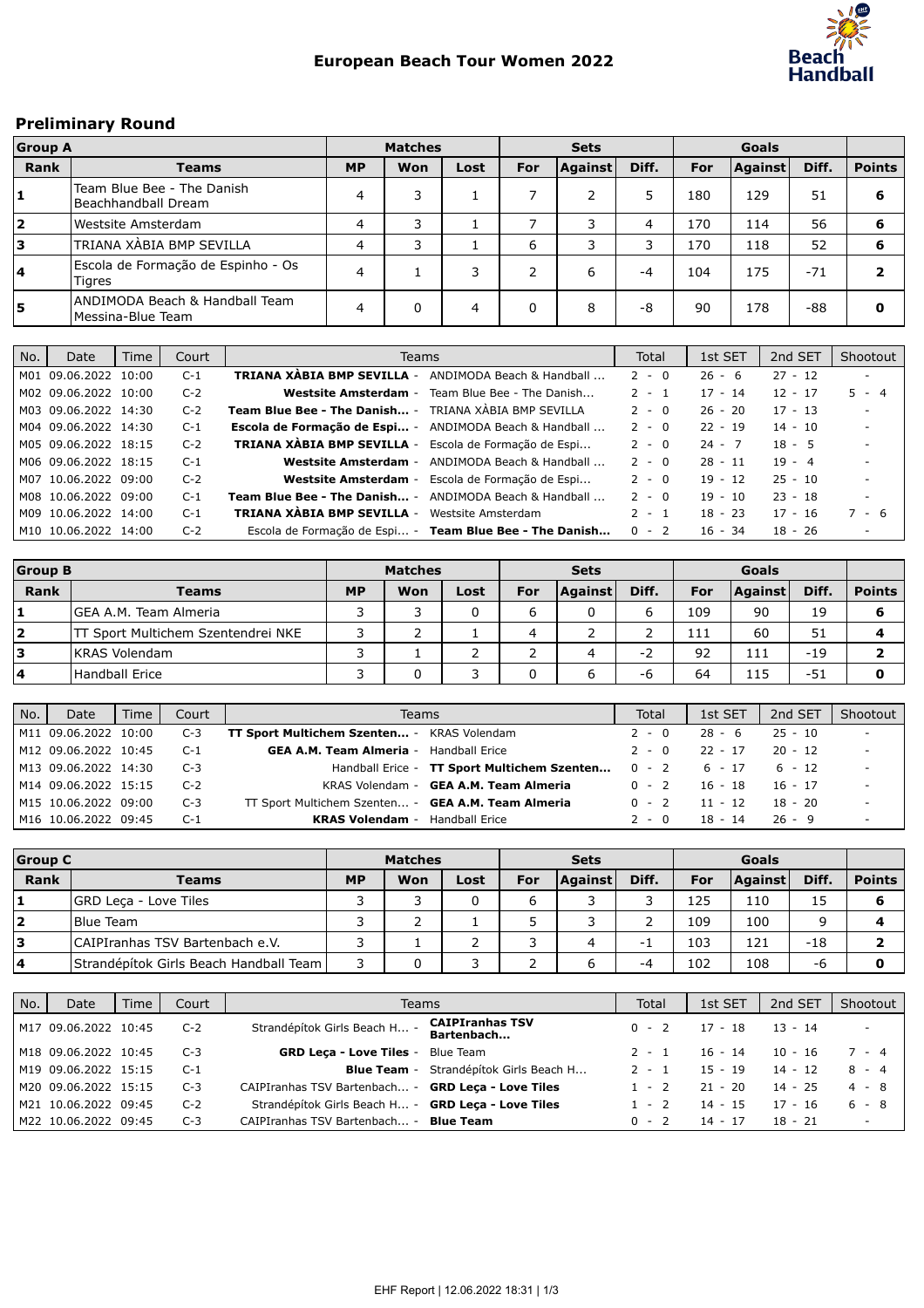# European Beach Tour Women 2022

## Preliminary Round

| Group A | | Matches | | | Sets | | | Goals | | | |
|---|---|---|---|---|---|---|---|---|---|---|---|
| **Rank** | **Teams** | **MP** | **Won** | **Lost** | **For** | **Against** | **Diff.** | **For** | **Against** | **Diff.** | **Points** |
| **1** | Team Blue Bee - The Danish Beachhandball Dream | 4 | 3 | 1 | 7 | 2 | 5 | 180 | 129 | 51 | **6** |
| **2** | Westsite Amsterdam | 4 | 3 | 1 | 7 | 3 | 4 | 170 | 114 | 56 | **6** |
| **3** | TRIANA XÀBIA BMP SEVILLA | 4 | 3 | 1 | 6 | 3 | 3 | 170 | 118 | 52 | **6** |
| **4** | Escola de Formação de Espinho - Os Tigres | 4 | 1 | 3 | 2 | 6 | -4 | 104 | 175 | -71 | **2** |
| **5** | ANDIMODA Beach & Handball Team Messina-Blue Team | 4 | 0 | 4 | 0 | 8 | -8 | 90 | 178 | -88 | **0** |

| No. | Date | Time | Court | Teams | | Total | 1st SET | 2nd SET | Shootout |
|---|---|---|---|---|---|---|---|---|---|
| M01 | 09.06.2022 | 10:00 | C-1 | **TRIANA XÀBIA BMP SEVILLA** - | ANDIMODA Beach & Handball ... | 2 - 0 | 26 - 6 | 27 - 12 | - |
| M02 | 09.06.2022 | 10:00 | C-2 | **Westsite Amsterdam** - | Team Blue Bee - The Danish... | 2 - 1 | 17 - 14 | 12 - 17 | 5 - 4 |
| M03 | 09.06.2022 | 14:30 | C-2 | **Team Blue Bee - The Danish...** - | TRIANA XÀBIA BMP SEVILLA | 2 - 0 | 26 - 20 | 17 - 13 | - |
| M04 | 09.06.2022 | 14:30 | C-1 | **Escola de Formação de Espi...** - | ANDIMODA Beach & Handball ... | 2 - 0 | 22 - 19 | 14 - 10 | - |
| M05 | 09.06.2022 | 18:15 | C-2 | **TRIANA XÀBIA BMP SEVILLA** - | Escola de Formação de Espi... | 2 - 0 | 24 - 7 | 18 - 5 | - |
| M06 | 09.06.2022 | 18:15 | C-1 | **Westsite Amsterdam** - | ANDIMODA Beach & Handball ... | 2 - 0 | 28 - 11 | 19 - 4 | - |
| M07 | 10.06.2022 | 09:00 | C-2 | **Westsite Amsterdam** - | Escola de Formação de Espi... | 2 - 0 | 19 - 12 | 25 - 10 | - |
| M08 | 10.06.2022 | 09:00 | C-1 | **Team Blue Bee - The Danish...** - | ANDIMODA Beach & Handball ... | 2 - 0 | 19 - 10 | 23 - 18 | - |
| M09 | 10.06.2022 | 14:00 | C-1 | **TRIANA XÀBIA BMP SEVILLA** - | Westsite Amsterdam | 2 - 1 | 18 - 23 | 17 - 16 | 7 - 6 |
| M10 | 10.06.2022 | 14:00 | C-2 | Escola de Formação de Espi... - | **Team Blue Bee - The Danish...** | 0 - 2 | 16 - 34 | 18 - 26 | - |

| Group B | | Matches | | | Sets | | | Goals | | | |
|---|---|---|---|---|---|---|---|---|---|---|---|
| **Rank** | **Teams** | **MP** | **Won** | **Lost** | **For** | **Against** | **Diff.** | **For** | **Against** | **Diff.** | **Points** |
| **1** | GEA A.M. Team Almeria | 3 | 3 | 0 | 6 | 0 | 6 | 109 | 90 | 19 | **6** |
| **2** | TT Sport Multichem Szentendrei NKE | 3 | 2 | 1 | 4 | 2 | 2 | 111 | 60 | 51 | **4** |
| **3** | KRAS Volendam | 3 | 1 | 2 | 2 | 4 | -2 | 92 | 111 | -19 | **2** |
| **4** | Handball Erice | 3 | 0 | 3 | 0 | 6 | -6 | 64 | 115 | -51 | **0** |

| No. | Date | Time | Court | Teams | | Total | 1st SET | 2nd SET | Shootout |
|---|---|---|---|---|---|---|---|---|---|
| M11 | 09.06.2022 | 10:00 | C-3 | **TT Sport Multichem Szenten...** - | KRAS Volendam | 2 - 0 | 28 - 6 | 25 - 10 | - |
| M12 | 09.06.2022 | 10:45 | C-1 | **GEA A.M. Team Almeria** - | Handball Erice | 2 - 0 | 22 - 17 | 20 - 12 | - |
| M13 | 09.06.2022 | 14:30 | C-3 | Handball Erice - | **TT Sport Multichem Szenten...** | 0 - 2 | 6 - 17 | 6 - 12 | - |
| M14 | 09.06.2022 | 15:15 | C-2 | KRAS Volendam - | **GEA A.M. Team Almeria** | 0 - 2 | 16 - 18 | 16 - 17 | - |
| M15 | 10.06.2022 | 09:00 | C-3 | TT Sport Multichem Szenten... - | **GEA A.M. Team Almeria** | 0 - 2 | 11 - 12 | 18 - 20 | - |
| M16 | 10.06.2022 | 09:45 | C-1 | **KRAS Volendam** - | Handball Erice | 2 - 0 | 18 - 14 | 26 - 9 | - |

| Group C | | Matches | | | Sets | | | Goals | | | |
|---|---|---|---|---|---|---|---|---|---|---|---|
| **Rank** | **Teams** | **MP** | **Won** | **Lost** | **For** | **Against** | **Diff.** | **For** | **Against** | **Diff.** | **Points** |
| **1** | GRD Leça - Love Tiles | 3 | 3 | 0 | 6 | 3 | 3 | 125 | 110 | 15 | **6** |
| **2** | Blue Team | 3 | 2 | 1 | 5 | 3 | 2 | 109 | 100 | 9 | **4** |
| **3** | CAIPIranhas TSV Bartenbach e.V. | 3 | 1 | 2 | 3 | 4 | -1 | 103 | 121 | -18 | **2** |
| **4** | Strandépítok Girls Beach Handball Team | 3 | 0 | 3 | 2 | 6 | -4 | 102 | 108 | -6 | **0** |

| No. | Date | Time | Court | Teams | | Total | 1st SET | 2nd SET | Shootout |
|---|---|---|---|---|---|---|---|---|---|
| M17 | 09.06.2022 | 10:45 | C-2 | Strandépítok Girls Beach H... - | **CAIPIranhas TSV Bartenbach...** | 0 - 2 | 17 - 18 | 13 - 14 | - |
| M18 | 09.06.2022 | 10:45 | C-3 | **GRD Leça - Love Tiles** - | Blue Team | 2 - 1 | 16 - 14 | 10 - 16 | 7 - 4 |
| M19 | 09.06.2022 | 15:15 | C-1 | **Blue Team** - | Strandépítok Girls Beach H... | 2 - 1 | 15 - 19 | 14 - 12 | 8 - 4 |
| M20 | 09.06.2022 | 15:15 | C-3 | CAIPIranhas TSV Bartenbach... - | **GRD Leça - Love Tiles** | 1 - 2 | 21 - 20 | 14 - 25 | 4 - 8 |
| M21 | 10.06.2022 | 09:45 | C-2 | Strandépítok Girls Beach H... - | **GRD Leça - Love Tiles** | 1 - 2 | 14 - 15 | 17 - 16 | 6 - 8 |
| M22 | 10.06.2022 | 09:45 | C-3 | CAIPIranhas TSV Bartenbach... - | **Blue Team** | 0 - 2 | 14 - 17 | 18 - 21 | - |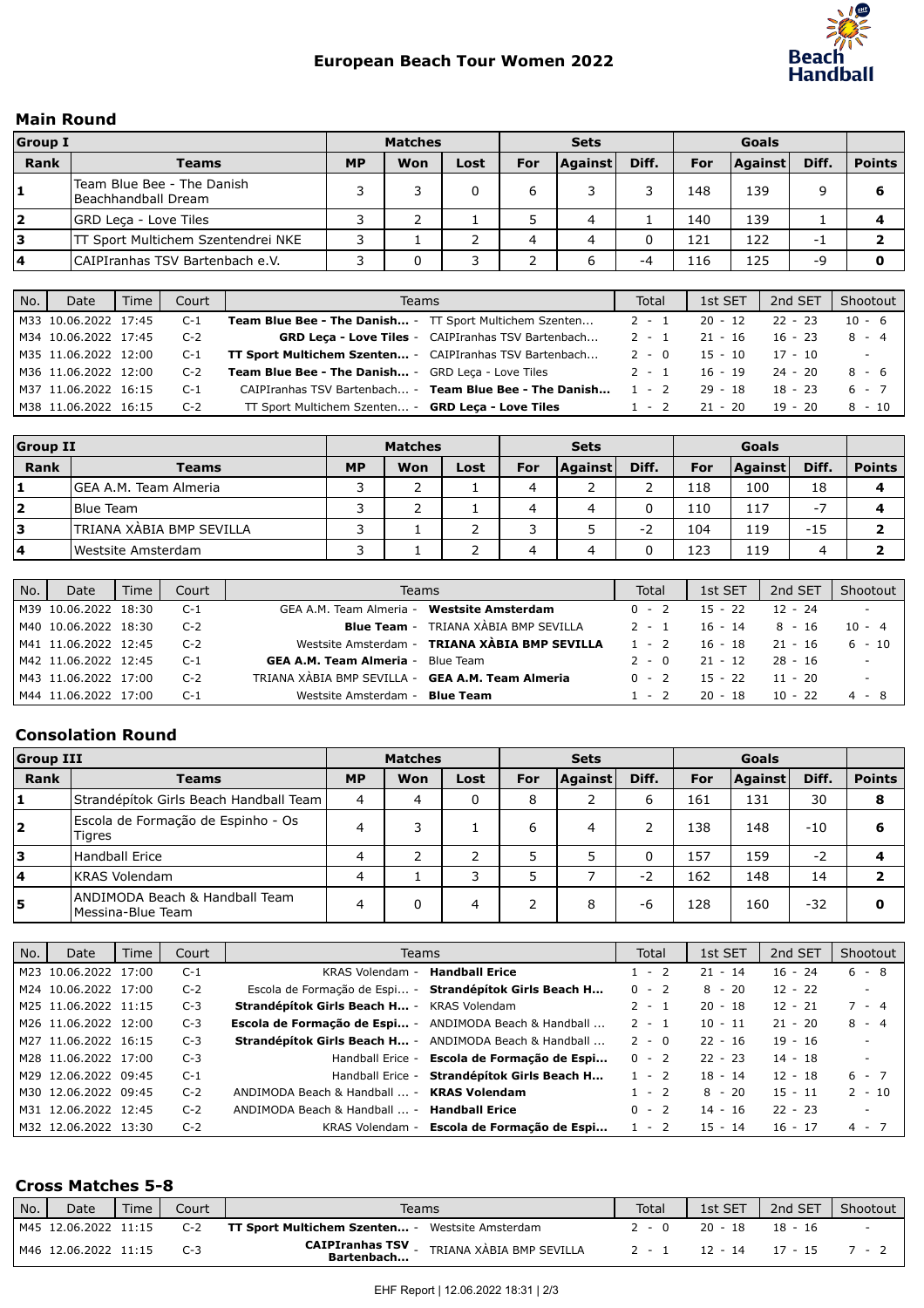# European Beach Tour Women 2022

## Main Round

| Group I | | Matches | | | Sets | | | Goals | | | |
|---|---|---|---|---|---|---|---|---|---|---|---|
| Rank | Teams | MP | Won | Lost | For | Against | Diff. | For | Against | Diff. | Points |
| 1 | Team Blue Bee - The Danish Beachhandball Dream | 3 | 3 | 0 | 6 | 3 | 3 | 148 | 139 | 9 | **6** |
| 2 | GRD Leça - Love Tiles | 3 | 2 | 1 | 5 | 4 | 1 | 140 | 139 | 1 | **4** |
| 3 | TT Sport Multichem Szentendrei NKE | 3 | 1 | 2 | 4 | 4 | 0 | 121 | 122 | -1 | **2** |
| 4 | CAIPIranhas TSV Bartenbach e.V. | 3 | 0 | 3 | 2 | 6 | -4 | 116 | 125 | -9 | **0** |

| No. | Date | Time | Court | Teams | Total | 1st SET | 2nd SET | Shootout |
|---|---|---|---|---|---|---|---|---|
| M33 | 10.06.2022 | 17:45 | C-1 | **Team Blue Bee - The Danish...** - TT Sport Multichem Szenten... | 2 - 1 | 20 - 12 | 22 - 23 | 10 - 6 |
| M34 | 10.06.2022 | 17:45 | C-2 | **GRD Leça - Love Tiles** - CAIPIranhas TSV Bartenbach... | 2 - 1 | 21 - 16 | 16 - 23 | 8 - 4 |
| M35 | 11.06.2022 | 12:00 | C-1 | **TT Sport Multichem Szenten...** - CAIPIranhas TSV Bartenbach... | 2 - 0 | 15 - 10 | 17 - 10 | - |
| M36 | 11.06.2022 | 12:00 | C-2 | **Team Blue Bee - The Danish...** - GRD Leça - Love Tiles | 2 - 1 | 16 - 19 | 24 - 20 | 8 - 6 |
| M37 | 11.06.2022 | 16:15 | C-1 | CAIPIranhas TSV Bartenbach... - **Team Blue Bee - The Danish...** | 1 - 2 | 29 - 18 | 18 - 23 | 6 - 7 |
| M38 | 11.06.2022 | 16:15 | C-2 | TT Sport Multichem Szenten... - **GRD Leça - Love Tiles** | 1 - 2 | 21 - 20 | 19 - 20 | 8 - 10 |

| Group II | | Matches | | | Sets | | | Goals | | | |
|---|---|---|---|---|---|---|---|---|---|---|---|
| Rank | Teams | MP | Won | Lost | For | Against | Diff. | For | Against | Diff. | Points |
| 1 | GEA A.M. Team Almeria | 3 | 2 | 1 | 4 | 2 | 2 | 118 | 100 | 18 | **4** |
| 2 | Blue Team | 3 | 2 | 1 | 4 | 4 | 0 | 110 | 117 | -7 | **4** |
| 3 | TRIANA XÀBIA BMP SEVILLA | 3 | 1 | 2 | 3 | 5 | -2 | 104 | 119 | -15 | **2** |
| 4 | Westsite Amsterdam | 3 | 1 | 2 | 4 | 4 | 0 | 123 | 119 | 4 | **2** |

| No. | Date | Time | Court | Teams | Total | 1st SET | 2nd SET | Shootout |
|---|---|---|---|---|---|---|---|---|
| M39 | 10.06.2022 | 18:30 | C-1 | GEA A.M. Team Almeria - **Westsite Amsterdam** | 0 - 2 | 15 - 22 | 12 - 24 | - |
| M40 | 10.06.2022 | 18:30 | C-2 | **Blue Team** - TRIANA XÀBIA BMP SEVILLA | 2 - 1 | 16 - 14 | 8 - 16 | 10 - 4 |
| M41 | 11.06.2022 | 12:45 | C-2 | Westsite Amsterdam - **TRIANA XÀBIA BMP SEVILLA** | 1 - 2 | 16 - 18 | 21 - 16 | 6 - 10 |
| M42 | 11.06.2022 | 12:45 | C-1 | **GEA A.M. Team Almeria** - Blue Team | 2 - 0 | 21 - 12 | 28 - 16 | - |
| M43 | 11.06.2022 | 17:00 | C-2 | TRIANA XÀBIA BMP SEVILLA - **GEA A.M. Team Almeria** | 0 - 2 | 15 - 22 | 11 - 20 | - |
| M44 | 11.06.2022 | 17:00 | C-1 | Westsite Amsterdam - **Blue Team** | 1 - 2 | 20 - 18 | 10 - 22 | 4 - 8 |

## Consolation Round

| Group III | | Matches | | | Sets | | | Goals | | | |
|---|---|---|---|---|---|---|---|---|---|---|---|
| Rank | Teams | MP | Won | Lost | For | Against | Diff. | For | Against | Diff. | Points |
| 1 | Strandépítok Girls Beach Handball Team | 4 | 4 | 0 | 8 | 2 | 6 | 161 | 131 | 30 | **8** |
| 2 | Escola de Formação de Espinho - Os Tigres | 4 | 3 | 1 | 6 | 4 | 2 | 138 | 148 | -10 | **6** |
| 3 | Handball Erice | 4 | 2 | 2 | 5 | 5 | 0 | 157 | 159 | -2 | **4** |
| 4 | KRAS Volendam | 4 | 1 | 3 | 5 | 7 | -2 | 162 | 148 | 14 | **2** |
| 5 | ANDIMODA Beach & Handball Team Messina-Blue Team | 4 | 0 | 4 | 2 | 8 | -6 | 128 | 160 | -32 | **0** |

| No. | Date | Time | Court | Teams | Total | 1st SET | 2nd SET | Shootout |
|---|---|---|---|---|---|---|---|---|
| M23 | 10.06.2022 | 17:00 | C-1 | KRAS Volendam - **Handball Erice** | 1 - 2 | 21 - 14 | 16 - 24 | 6 - 8 |
| M24 | 10.06.2022 | 17:00 | C-2 | Escola de Formação de Espi... - **Strandépítok Girls Beach H...** | 0 - 2 | 8 - 20 | 12 - 22 | - |
| M25 | 11.06.2022 | 11:15 | C-3 | **Strandépítok Girls Beach H...** - KRAS Volendam | 2 - 1 | 20 - 18 | 12 - 21 | 7 - 4 |
| M26 | 11.06.2022 | 12:00 | C-3 | **Escola de Formação de Espi...** - ANDIMODA Beach & Handball ... | 2 - 1 | 10 - 11 | 21 - 20 | 8 - 4 |
| M27 | 11.06.2022 | 16:15 | C-3 | **Strandépítok Girls Beach H...** - ANDIMODA Beach & Handball ... | 2 - 0 | 22 - 16 | 19 - 16 | - |
| M28 | 11.06.2022 | 17:00 | C-3 | Handball Erice - **Escola de Formação de Espi...** | 0 - 2 | 22 - 23 | 14 - 18 | - |
| M29 | 12.06.2022 | 09:45 | C-1 | Handball Erice - **Strandépítok Girls Beach H...** | 1 - 2 | 18 - 14 | 12 - 18 | 6 - 7 |
| M30 | 12.06.2022 | 09:45 | C-2 | ANDIMODA Beach & Handball ... - **KRAS Volendam** | 1 - 2 | 8 - 20 | 15 - 11 | 2 - 10 |
| M31 | 12.06.2022 | 12:45 | C-2 | ANDIMODA Beach & Handball ... - **Handball Erice** | 0 - 2 | 14 - 16 | 22 - 23 | - |
| M32 | 12.06.2022 | 13:30 | C-2 | KRAS Volendam - **Escola de Formação de Espi...** | 1 - 2 | 15 - 14 | 16 - 17 | 4 - 7 |

## Cross Matches 5-8

| No. | Date | Time | Court | Teams | Total | 1st SET | 2nd SET | Shootout |
|---|---|---|---|---|---|---|---|---|
| M45 | 12.06.2022 | 11:15 | C-2 | **TT Sport Multichem Szenten...** - Westsite Amsterdam | 2 - 0 | 20 - 18 | 18 - 16 | - |
| M46 | 12.06.2022 | 11:15 | C-3 | **CAIPIranhas TSV Bartenbach...** - TRIANA XÀBIA BMP SEVILLA | 2 - 1 | 12 - 14 | 17 - 15 | 7 - 2 |

EHF Report | 12.06.2022 18:31 | 2/3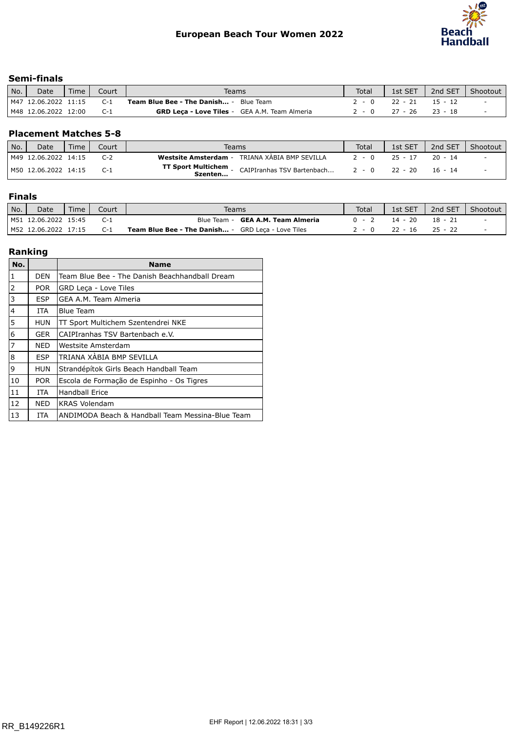# European Beach Tour Women 2022

## Semi-finals

| No. | Date | Time | Court | Teams | Total | 1st SET | 2nd SET | Shootout |
|---|---|---|---|---|---|---|---|---|
| M47 | 12.06.2022 | 11:15 | C-1 | **Team Blue Bee - The Danish...** - Blue Team | 2 - 0 | 22 - 21 | 15 - 12 | - |
| M48 | 12.06.2022 | 12:00 | C-1 | **GRD Leça - Love Tiles** - GEA A.M. Team Almeria | 2 - 0 | 27 - 26 | 23 - 18 | - |

## Placement Matches 5-8

| No. | Date | Time | Court | Teams | Total | 1st SET | 2nd SET | Shootout |
|---|---|---|---|---|---|---|---|---|
| M49 | 12.06.2022 | 14:15 | C-2 | **Westsite Amsterdam** - TRIANA XÀBIA BMP SEVILLA | 2 - 0 | 25 - 17 | 20 - 14 | - |
| M50 | 12.06.2022 | 14:15 | C-1 | **TT Sport Multichem Szenten...** - CAIPIranhas TSV Bartenbach... | 2 - 0 | 22 - 20 | 16 - 14 | - |

## Finals

| No. | Date | Time | Court | Teams | Total | 1st SET | 2nd SET | Shootout |
|---|---|---|---|---|---|---|---|---|
| M51 | 12.06.2022 | 15:45 | C-1 | Blue Team - **GEA A.M. Team Almeria** | 0 - 2 | 14 - 20 | 18 - 21 | - |
| M52 | 12.06.2022 | 17:15 | C-1 | **Team Blue Bee - The Danish...** - GRD Leça - Love Tiles | 2 - 0 | 22 - 16 | 25 - 22 | - |

## Ranking

| No. | | Name |
|---|---|---|
| 1 | DEN | Team Blue Bee - The Danish Beachhandball Dream |
| 2 | POR | GRD Leça - Love Tiles |
| 3 | ESP | GEA A.M. Team Almeria |
| 4 | ITA | Blue Team |
| 5 | HUN | TT Sport Multichem Szentendrei NKE |
| 6 | GER | CAIPIranhas TSV Bartenbach e.V. |
| 7 | NED | Westsite Amsterdam |
| 8 | ESP | TRIANA XÀBIA BMP SEVILLA |
| 9 | HUN | Strandépítok Girls Beach Handball Team |
| 10 | POR | Escola de Formação de Espinho - Os Tigres |
| 11 | ITA | Handball Erice |
| 12 | NED | KRAS Volendam |
| 13 | ITA | ANDIMODA Beach & Handball Team Messina-Blue Team |

RR_B149226R1

EHF Report | 12.06.2022 18:31